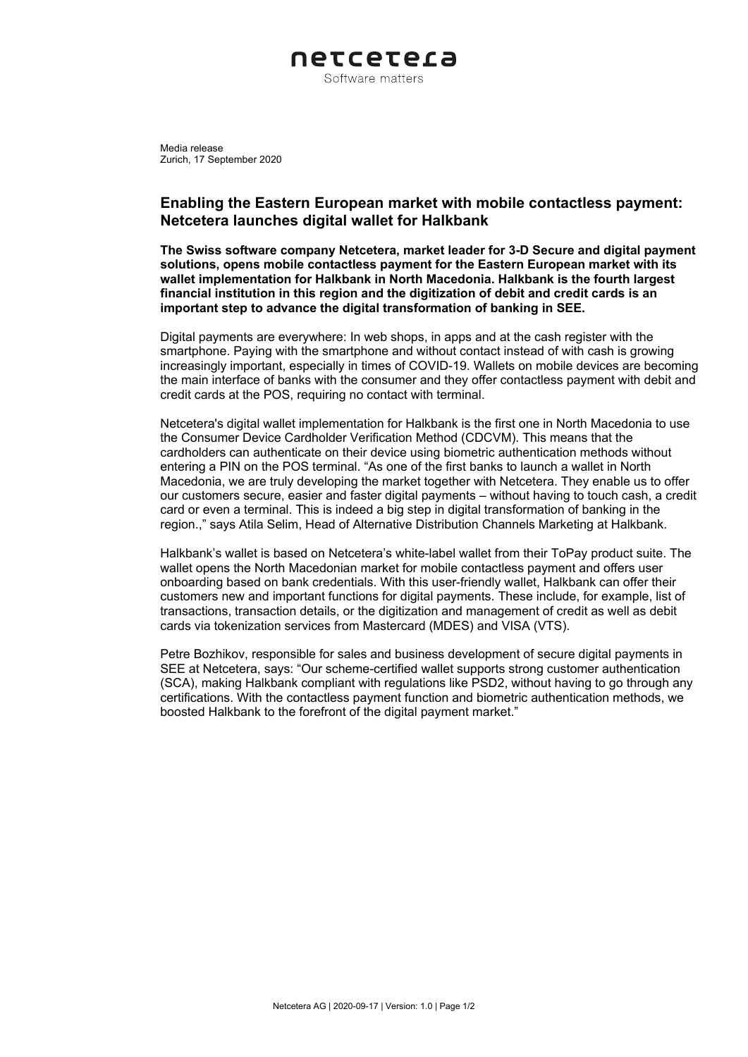netcetera

Software matters

Media release
Zurich, 17 September 2020

# Enabling the Eastern European market with mobile contactless payment: Netcetera launches digital wallet for Halkbank

**The Swiss software company Netcetera, market leader for 3-D Secure and digital payment solutions, opens mobile contactless payment for the Eastern European market with its wallet implementation for Halkbank in North Macedonia. Halkbank is the fourth largest financial institution in this region and the digitization of debit and credit cards is an important step to advance the digital transformation of banking in SEE.**

Digital payments are everywhere: In web shops, in apps and at the cash register with the smartphone. Paying with the smartphone and without contact instead of with cash is growing increasingly important, especially in times of COVID-19. Wallets on mobile devices are becoming the main interface of banks with the consumer and they offer contactless payment with debit and credit cards at the POS, requiring no contact with terminal.

Netcetera's digital wallet implementation for Halkbank is the first one in North Macedonia to use the Consumer Device Cardholder Verification Method (CDCVM). This means that the cardholders can authenticate on their device using biometric authentication methods without entering a PIN on the POS terminal. "As one of the first banks to launch a wallet in North Macedonia, we are truly developing the market together with Netcetera. They enable us to offer our customers secure, easier and faster digital payments – without having to touch cash, a credit card or even a terminal. This is indeed a big step in digital transformation of banking in the region.," says Atila Selim, Head of Alternative Distribution Channels Marketing at Halkbank.

Halkbank's wallet is based on Netcetera's white-label wallet from their ToPay product suite. The wallet opens the North Macedonian market for mobile contactless payment and offers user onboarding based on bank credentials. With this user-friendly wallet, Halkbank can offer their customers new and important functions for digital payments. These include, for example, list of transactions, transaction details, or the digitization and management of credit as well as debit cards via tokenization services from Mastercard (MDES) and VISA (VTS).

Petre Bozhikov, responsible for sales and business development of secure digital payments in SEE at Netcetera, says: "Our scheme-certified wallet supports strong customer authentication (SCA), making Halkbank compliant with regulations like PSD2, without having to go through any certifications. With the contactless payment function and biometric authentication methods, we boosted Halkbank to the forefront of the digital payment market."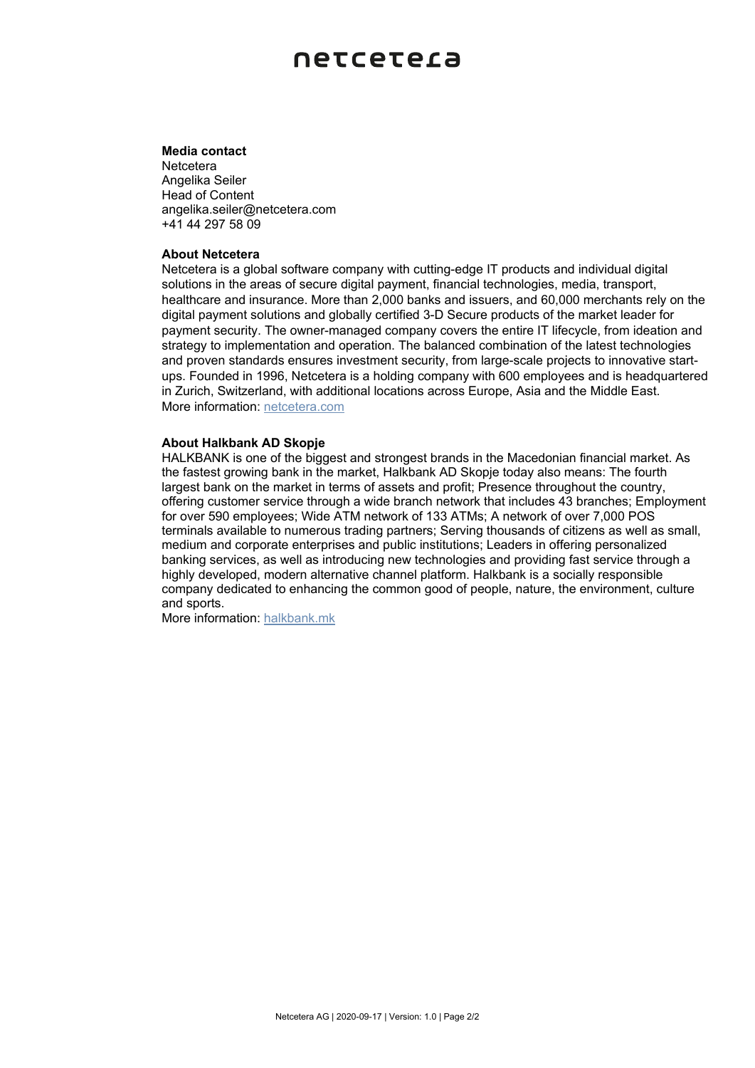**Media contact**
Netcetera
Angelika Seiler
Head of Content
angelika.seiler@netcetera.com
+41 44 297 58 09

**About Netcetera**
Netcetera is a global software company with cutting-edge IT products and individual digital solutions in the areas of secure digital payment, financial technologies, media, transport, healthcare and insurance. More than 2,000 banks and issuers, and 60,000 merchants rely on the digital payment solutions and globally certified 3-D Secure products of the market leader for payment security. The owner-managed company covers the entire IT lifecycle, from ideation and strategy to implementation and operation. The balanced combination of the latest technologies and proven standards ensures investment security, from large-scale projects to innovative start-ups. Founded in 1996, Netcetera is a holding company with 600 employees and is headquartered in Zurich, Switzerland, with additional locations across Europe, Asia and the Middle East.
More information: [netcetera.com](netcetera.com)

**About Halkbank AD Skopje**
HALKBANK is one of the biggest and strongest brands in the Macedonian financial market. As the fastest growing bank in the market, Halkbank AD Skopje today also means: The fourth largest bank on the market in terms of assets and profit; Presence throughout the country, offering customer service through a wide branch network that includes 43 branches; Employment for over 590 employees; Wide ATM network of 133 ATMs; A network of over 7,000 POS terminals available to numerous trading partners; Serving thousands of citizens as well as small, medium and corporate enterprises and public institutions; Leaders in offering personalized banking services, as well as introducing new technologies and providing fast service through a highly developed, modern alternative channel platform. Halkbank is a socially responsible company dedicated to enhancing the common good of people, nature, the environment, culture and sports.
More information: [halkbank.mk](halkbank.mk)